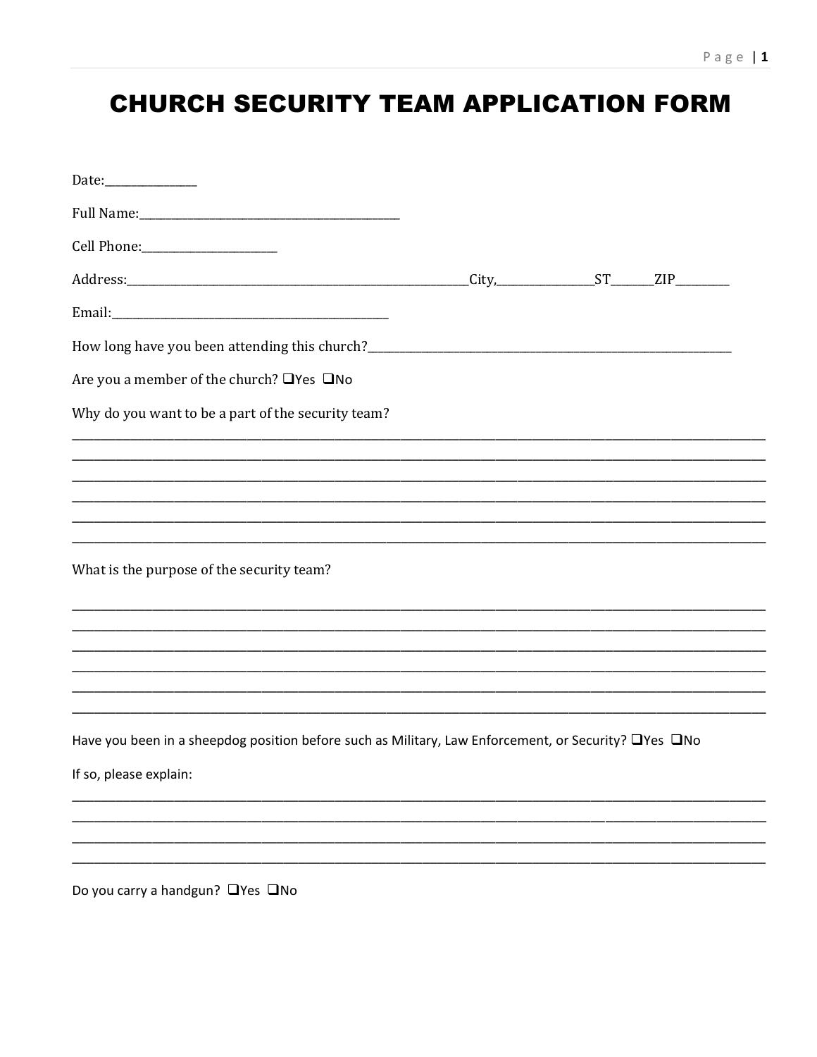# CHURCH SECURITY TEAM APPLICATION FORM

Date:_______________

Full Name:_____________________________________________

Cell Phone:_______________________

Address:____________________________________________________________City,________________ST_______ZIP_________

Email:_______________________________________________

How long have you been attending this church?______________________________________________________________

Are you a member of the church? ❑Yes ❑No

Why do you want to be a part of the security team?

______________________________________________________________________________________________

______________________________________________________________________________________________

______________________________________________________________________________________________

______________________________________________________________________________________________

______________________________________________________________________________________________

______________________________________________________________________________________________

What is the purpose of the security team?

______________________________________________________________________________________________

______________________________________________________________________________________________

______________________________________________________________________________________________

______________________________________________________________________________________________

______________________________________________________________________________________________

______________________________________________________________________________________________

Have you been in a sheepdog position before such as Military, Law Enforcement, or Security? ❑Yes ❑No

If so, please explain:

______________________________________________________________________________________________

______________________________________________________________________________________________

______________________________________________________________________________________________

______________________________________________________________________________________________

Do you carry a handgun? ❑Yes ❑No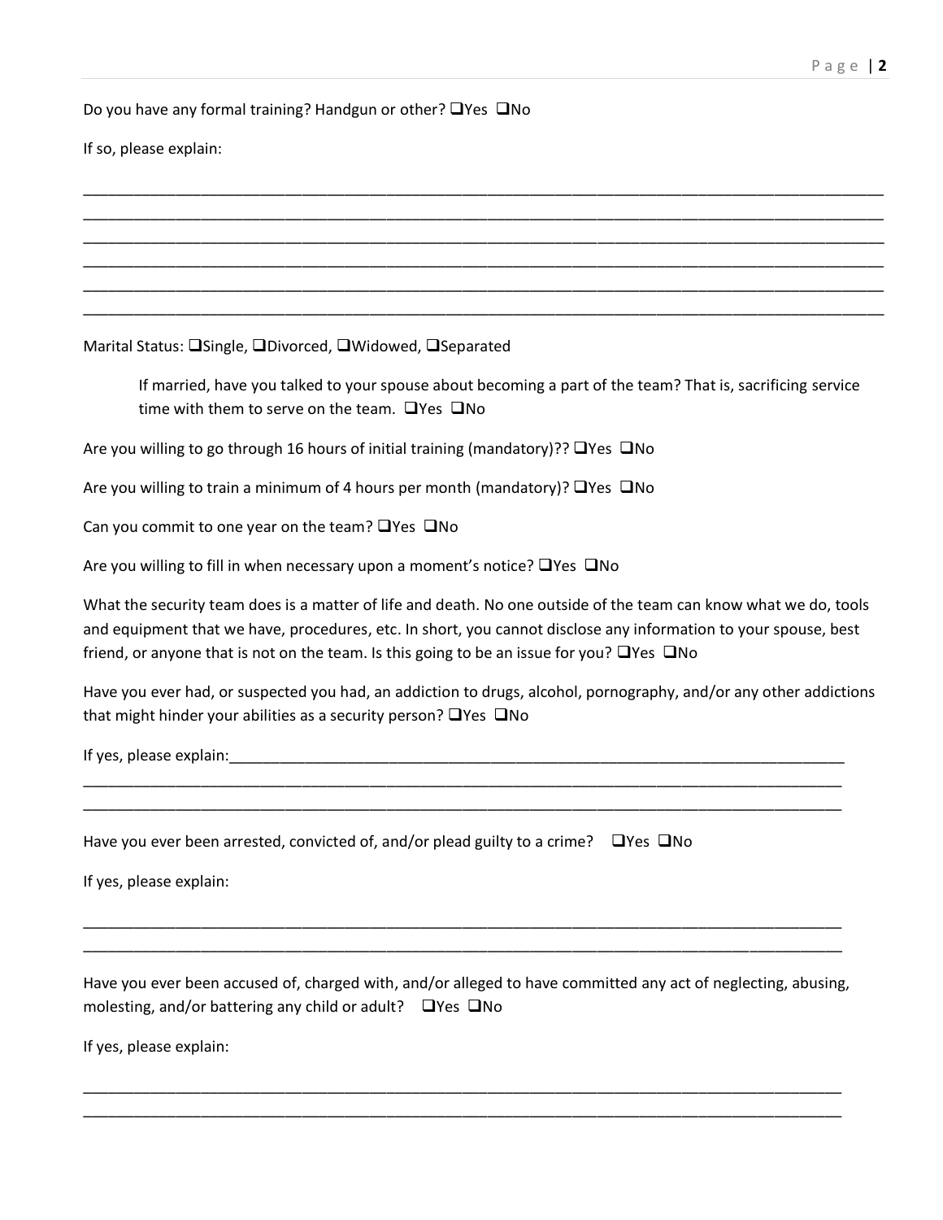Do you have any formal training? Handgun or other? ❑Yes ❑No

If so, please explain:

______________________________________________________________________________________________
______________________________________________________________________________________________
______________________________________________________________________________________________
______________________________________________________________________________________________
______________________________________________________________________________________________
______________________________________________________________________________________________

Marital Status: ❑Single, ❑Divorced, ❑Widowed, ❑Separated

> If married, have you talked to your spouse about becoming a part of the team? That is, sacrificing service time with them to serve on the team. ❑Yes ❑No

Are you willing to go through 16 hours of initial training (mandatory)?? ❑Yes ❑No

Are you willing to train a minimum of 4 hours per month (mandatory)? ❑Yes ❑No

Can you commit to one year on the team? ❑Yes ❑No

Are you willing to fill in when necessary upon a moment's notice? ❑Yes ❑No

What the security team does is a matter of life and death. No one outside of the team can know what we do, tools and equipment that we have, procedures, etc. In short, you cannot disclose any information to your spouse, best friend, or anyone that is not on the team. Is this going to be an issue for you? ❑Yes ❑No

Have you ever had, or suspected you had, an addiction to drugs, alcohol, pornography, and/or any other addictions that might hinder your abilities as a security person? ❑Yes ❑No

If yes, please explain:_____________________________________________________________________________
______________________________________________________________________________________________
______________________________________________________________________________________________

Have you ever been arrested, convicted of, and/or plead guilty to a crime? ❑Yes ❑No

If yes, please explain:

______________________________________________________________________________________________
______________________________________________________________________________________________

Have you ever been accused of, charged with, and/or alleged to have committed any act of neglecting, abusing, molesting, and/or battering any child or adult? ❑Yes ❑No

If yes, please explain:

______________________________________________________________________________________________
______________________________________________________________________________________________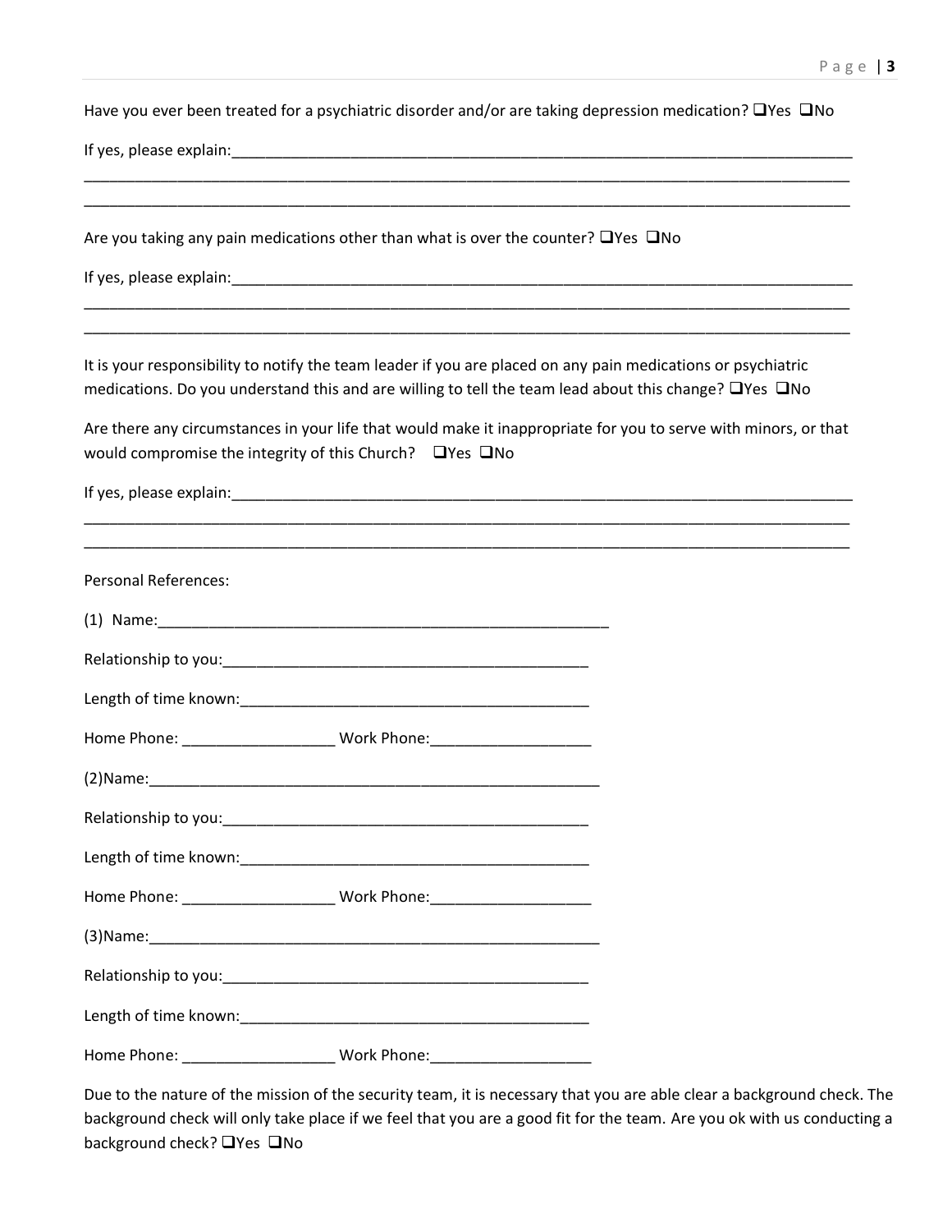Have you ever been treated for a psychiatric disorder and/or are taking depression medication? ❑Yes ❑No

If yes, please explain:_____________________________________________________________________________

______________________________________________________________________________________________

______________________________________________________________________________________________

Are you taking any pain medications other than what is over the counter? ❑Yes ❑No

If yes, please explain:_____________________________________________________________________________

______________________________________________________________________________________________

______________________________________________________________________________________________

It is your responsibility to notify the team leader if you are placed on any pain medications or psychiatric medications. Do you understand this and are willing to tell the team lead about this change? ❑Yes ❑No

Are there any circumstances in your life that would make it inappropriate for you to serve with minors, or that would compromise the integrity of this Church? ❑Yes ❑No

If yes, please explain:_____________________________________________________________________________

______________________________________________________________________________________________

______________________________________________________________________________________________

Personal References:

(1) Name:_______________________________________________________

Relationship to you:____________________________________________

Length of time known:__________________________________________

Home Phone: __________________ Work Phone:___________________

(2)Name:_______________________________________________________

Relationship to you:____________________________________________

Length of time known:__________________________________________

Home Phone: __________________ Work Phone:___________________

(3)Name:_______________________________________________________

Relationship to you:____________________________________________

Length of time known:__________________________________________

Home Phone: __________________ Work Phone:___________________

Due to the nature of the mission of the security team, it is necessary that you are able clear a background check. The background check will only take place if we feel that you are a good fit for the team. Are you ok with us conducting a background check? ❑Yes ❑No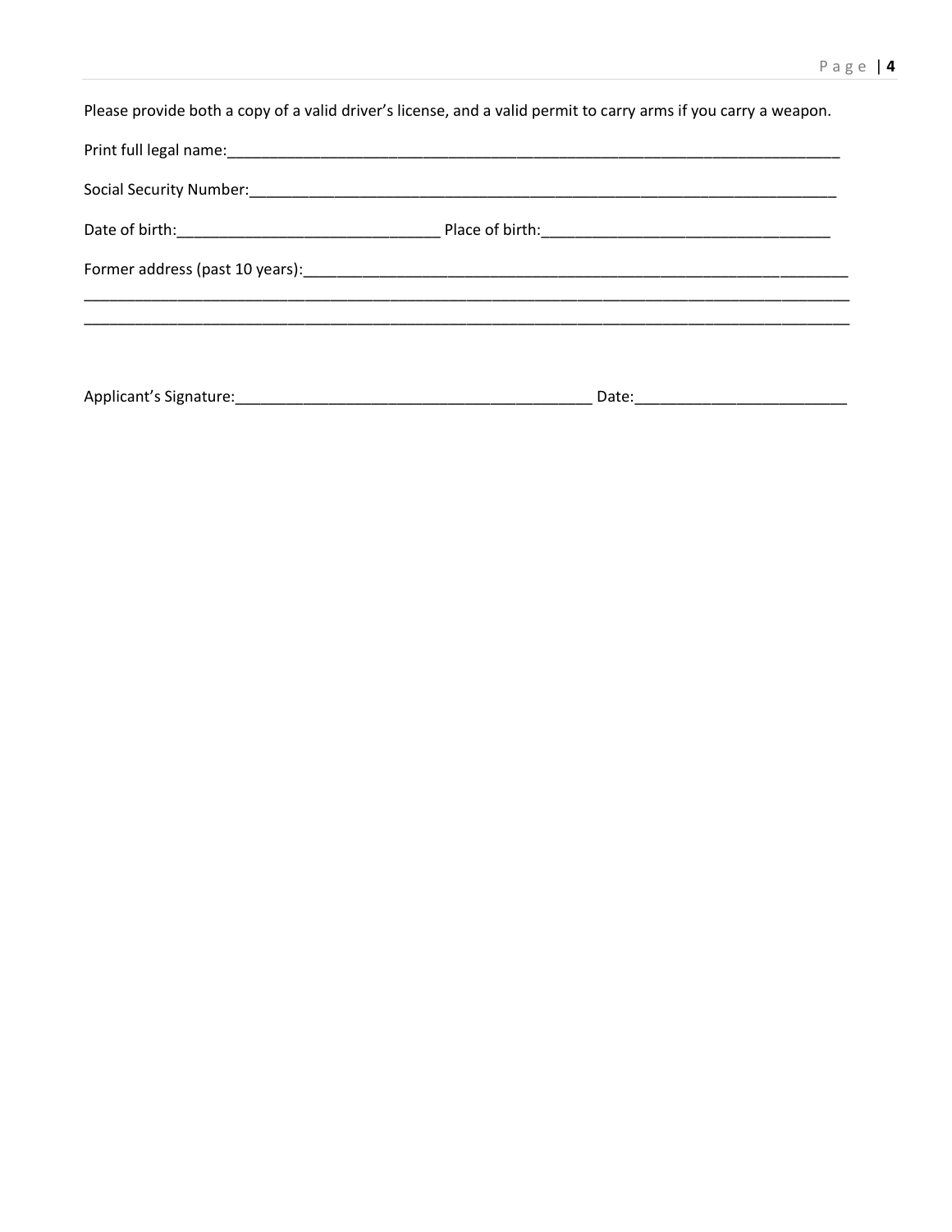Please provide both a copy of a valid driver's license, and a valid permit to carry arms if you carry a weapon.

Print full legal name:_______________________________________________________________________

Social Security Number:_____________________________________________________________________

Date of birth:______________________________ Place of birth:_________________________________

Former address (past 10 years):_______________________________________________________________
_______________________________________________________________________________________
_______________________________________________________________________________________

Applicant's Signature:________________________________________ Date:________________________